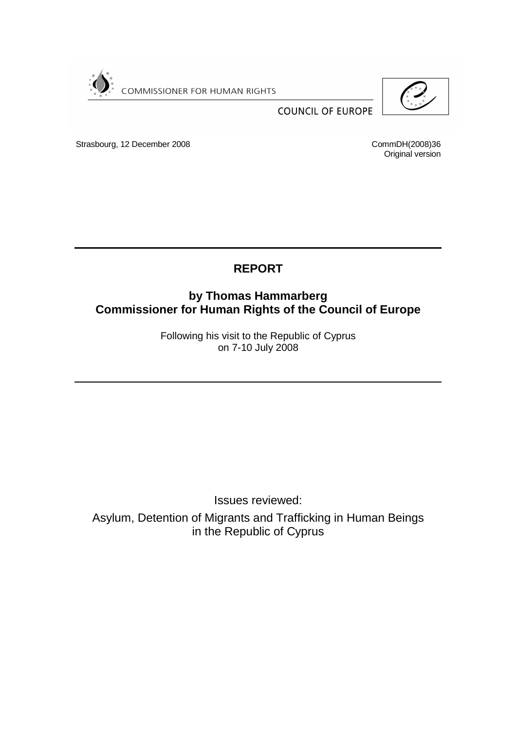COMMISSIONER FOR HUMAN RIGHTS

COUNCIL OF EUROPE

Strasbourg, 12 December 2008

CommDH(2008)36
Original version

# REPORT

## by Thomas Hammarberg
## Commissioner for Human Rights of the Council of Europe

Following his visit to the Republic of Cyprus
on 7-10 July 2008

Issues reviewed:

Asylum, Detention of Migrants and Trafficking in Human Beings
in the Republic of Cyprus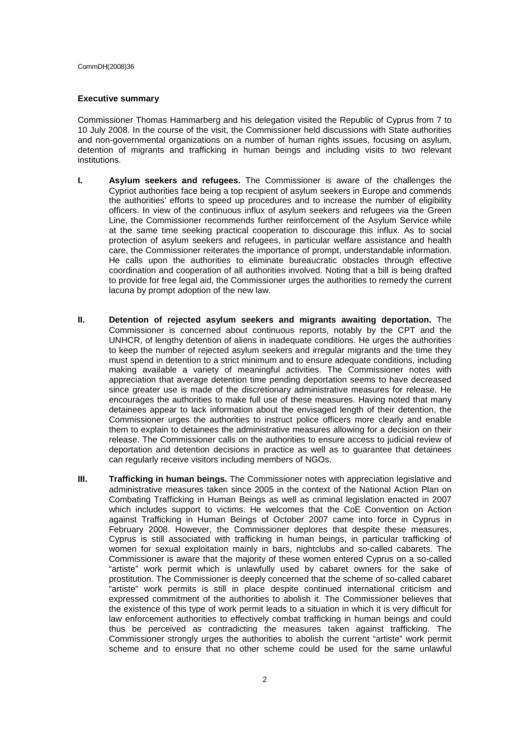**Executive summary**

Commissioner Thomas Hammarberg and his delegation visited the Republic of Cyprus from 7 to 10 July 2008. In the course of the visit, the Commissioner held discussions with State authorities and non-governmental organizations on a number of human rights issues, focusing on asylum, detention of migrants and trafficking in human beings and including visits to two relevant institutions.

**I. Asylum seekers and refugees.** The Commissioner is aware of the challenges the Cypriot authorities face being a top recipient of asylum seekers in Europe and commends the authorities' efforts to speed up procedures and to increase the number of eligibility officers. In view of the continuous influx of asylum seekers and refugees via the Green Line, the Commissioner recommends further reinforcement of the Asylum Service while at the same time seeking practical cooperation to discourage this influx. As to social protection of asylum seekers and refugees, in particular welfare assistance and health care, the Commissioner reiterates the importance of prompt, understandable information. He calls upon the authorities to eliminate bureaucratic obstacles through effective coordination and cooperation of all authorities involved. Noting that a bill is being drafted to provide for free legal aid, the Commissioner urges the authorities to remedy the current lacuna by prompt adoption of the new law.

**II. Detention of rejected asylum seekers and migrants awaiting deportation.** The Commissioner is concerned about continuous reports, notably by the CPT and the UNHCR, of lengthy detention of aliens in inadequate conditions. He urges the authorities to keep the number of rejected asylum seekers and irregular migrants and the time they must spend in detention to a strict minimum and to ensure adequate conditions, including making available a variety of meaningful activities. The Commissioner notes with appreciation that average detention time pending deportation seems to have decreased since greater use is made of the discretionary administrative measures for release. He encourages the authorities to make full use of these measures. Having noted that many detainees appear to lack information about the envisaged length of their detention, the Commissioner urges the authorities to instruct police officers more clearly and enable them to explain to detainees the administrative measures allowing for a decision on their release. The Commissioner calls on the authorities to ensure access to judicial review of deportation and detention decisions in practice as well as to guarantee that detainees can regularly receive visitors including members of NGOs.

**III. Trafficking in human beings.** The Commissioner notes with appreciation legislative and administrative measures taken since 2005 in the context of the National Action Plan on Combating Trafficking in Human Beings as well as criminal legislation enacted in 2007 which includes support to victims. He welcomes that the CoE Convention on Action against Trafficking in Human Beings of October 2007 came into force in Cyprus in February 2008. However, the Commissioner deplores that despite these measures, Cyprus is still associated with trafficking in human beings, in particular trafficking of women for sexual exploitation mainly in bars, nightclubs and so-called cabarets. The Commissioner is aware that the majority of these women entered Cyprus on a so-called "artiste" work permit which is unlawfully used by cabaret owners for the sake of prostitution. The Commissioner is deeply concerned that the scheme of so-called cabaret "artiste" work permits is still in place despite continued international criticism and expressed commitment of the authorities to abolish it. The Commissioner believes that the existence of this type of work permit leads to a situation in which it is very difficult for law enforcement authorities to effectively combat trafficking in human beings and could thus be perceived as contradicting the measures taken against trafficking. The Commissioner strongly urges the authorities to abolish the current "artiste" work permit scheme and to ensure that no other scheme could be used for the same unlawful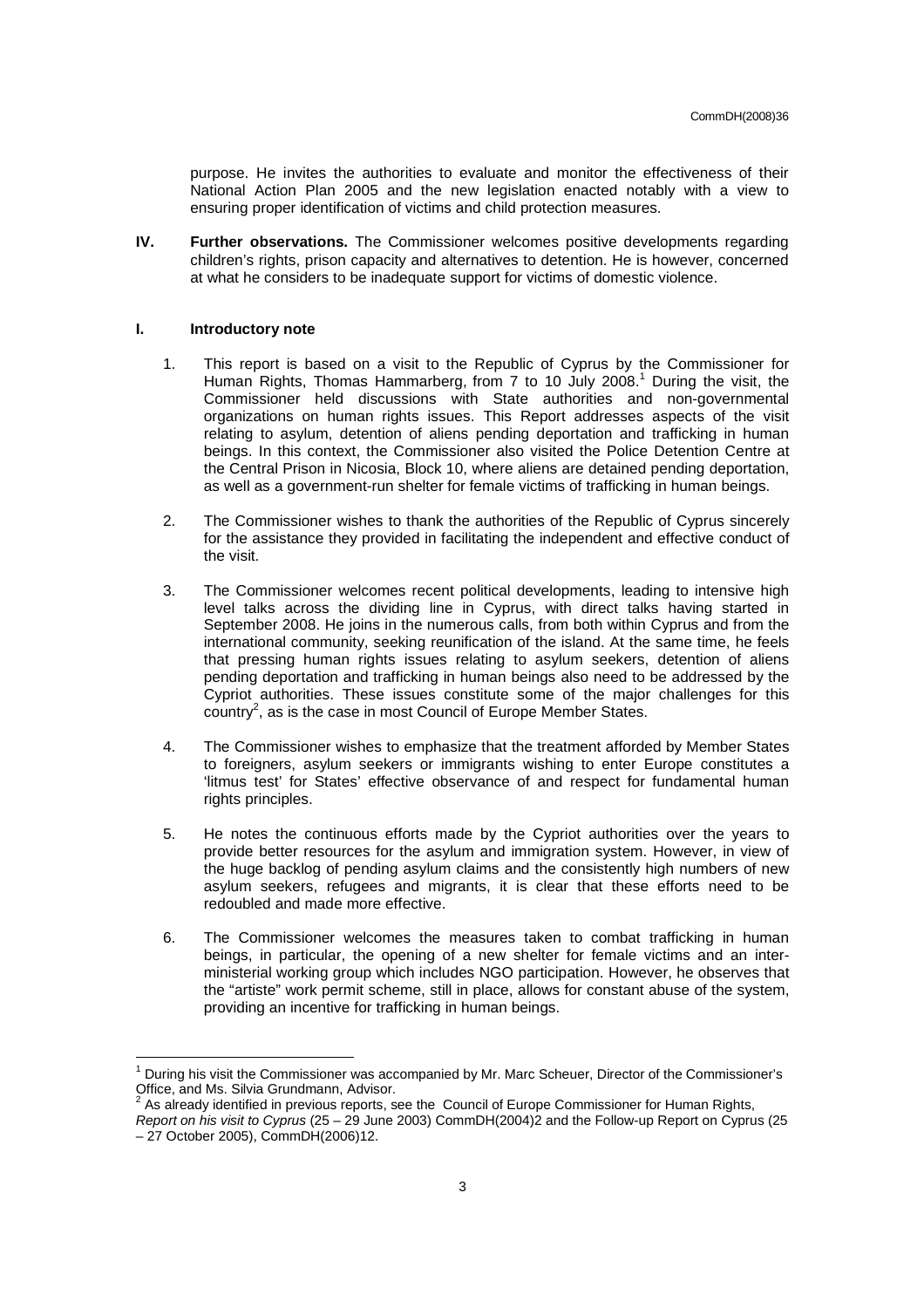purpose. He invites the authorities to evaluate and monitor the effectiveness of their National Action Plan 2005 and the new legislation enacted notably with a view to ensuring proper identification of victims and child protection measures.

**IV. Further observations.** The Commissioner welcomes positive developments regarding children's rights, prison capacity and alternatives to detention. He is however, concerned at what he considers to be inadequate support for victims of domestic violence.

## I. Introductory note

1. This report is based on a visit to the Republic of Cyprus by the Commissioner for Human Rights, Thomas Hammarberg, from 7 to 10 July 2008.[1] During the visit, the Commissioner held discussions with State authorities and non-governmental organizations on human rights issues. This Report addresses aspects of the visit relating to asylum, detention of aliens pending deportation and trafficking in human beings. In this context, the Commissioner also visited the Police Detention Centre at the Central Prison in Nicosia, Block 10, where aliens are detained pending deportation, as well as a government-run shelter for female victims of trafficking in human beings.

2. The Commissioner wishes to thank the authorities of the Republic of Cyprus sincerely for the assistance they provided in facilitating the independent and effective conduct of the visit.

3. The Commissioner welcomes recent political developments, leading to intensive high level talks across the dividing line in Cyprus, with direct talks having started in September 2008. He joins in the numerous calls, from both within Cyprus and from the international community, seeking reunification of the island. At the same time, he feels that pressing human rights issues relating to asylum seekers, detention of aliens pending deportation and trafficking in human beings also need to be addressed by the Cypriot authorities. These issues constitute some of the major challenges for this country[2], as is the case in most Council of Europe Member States.

4. The Commissioner wishes to emphasize that the treatment afforded by Member States to foreigners, asylum seekers or immigrants wishing to enter Europe constitutes a 'litmus test' for States' effective observance of and respect for fundamental human rights principles.

5. He notes the continuous efforts made by the Cypriot authorities over the years to provide better resources for the asylum and immigration system. However, in view of the huge backlog of pending asylum claims and the consistently high numbers of new asylum seekers, refugees and migrants, it is clear that these efforts need to be redoubled and made more effective.

6. The Commissioner welcomes the measures taken to combat trafficking in human beings, in particular, the opening of a new shelter for female victims and an inter-ministerial working group which includes NGO participation. However, he observes that the "artiste" work permit scheme, still in place, allows for constant abuse of the system, providing an incentive for trafficking in human beings.

---

[1] During his visit the Commissioner was accompanied by Mr. Marc Scheuer, Director of the Commissioner's Office, and Ms. Silvia Grundmann, Advisor.

[2] As already identified in previous reports, see the Council of Europe Commissioner for Human Rights, *Report on his visit to Cyprus* (25 – 29 June 2003) CommDH(2004)2 and the Follow-up Report on Cyprus (25 – 27 October 2005), CommDH(2006)12.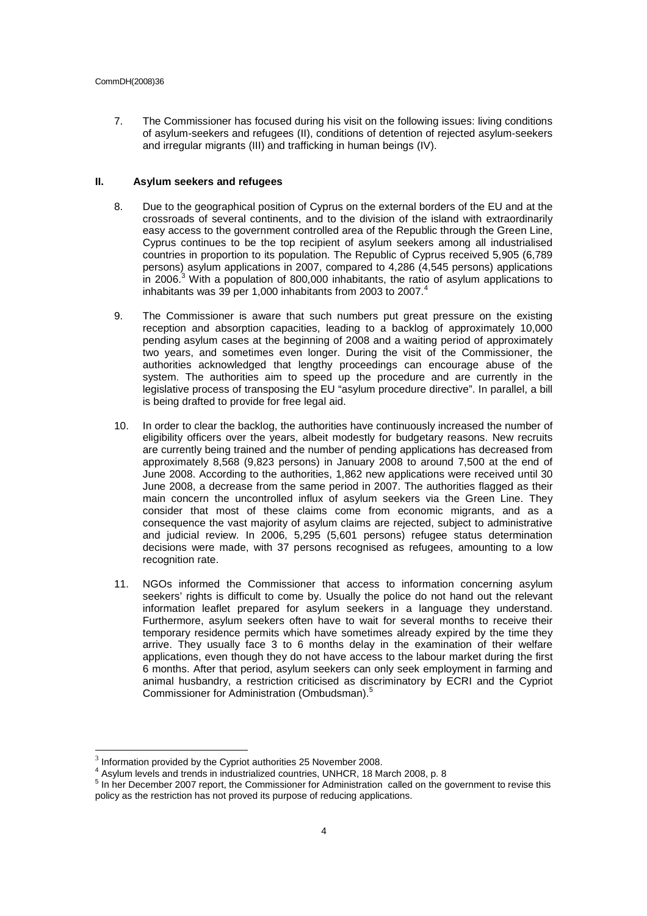7. The Commissioner has focused during his visit on the following issues: living conditions of asylum-seekers and refugees (II), conditions of detention of rejected asylum-seekers and irregular migrants (III) and trafficking in human beings (IV).

## II. Asylum seekers and refugees

8. Due to the geographical position of Cyprus on the external borders of the EU and at the crossroads of several continents, and to the division of the island with extraordinarily easy access to the government controlled area of the Republic through the Green Line, Cyprus continues to be the top recipient of asylum seekers among all industrialised countries in proportion to its population. The Republic of Cyprus received 5,905 (6,789 persons) asylum applications in 2007, compared to 4,286 (4,545 persons) applications in 2006.[3] With a population of 800,000 inhabitants, the ratio of asylum applications to inhabitants was 39 per 1,000 inhabitants from 2003 to 2007.[4]

9. The Commissioner is aware that such numbers put great pressure on the existing reception and absorption capacities, leading to a backlog of approximately 10,000 pending asylum cases at the beginning of 2008 and a waiting period of approximately two years, and sometimes even longer. During the visit of the Commissioner, the authorities acknowledged that lengthy proceedings can encourage abuse of the system. The authorities aim to speed up the procedure and are currently in the legislative process of transposing the EU "asylum procedure directive". In parallel, a bill is being drafted to provide for free legal aid.

10. In order to clear the backlog, the authorities have continuously increased the number of eligibility officers over the years, albeit modestly for budgetary reasons. New recruits are currently being trained and the number of pending applications has decreased from approximately 8,568 (9,823 persons) in January 2008 to around 7,500 at the end of June 2008. According to the authorities, 1,862 new applications were received until 30 June 2008, a decrease from the same period in 2007. The authorities flagged as their main concern the uncontrolled influx of asylum seekers via the Green Line. They consider that most of these claims come from economic migrants, and as a consequence the vast majority of asylum claims are rejected, subject to administrative and judicial review. In 2006, 5,295 (5,601 persons) refugee status determination decisions were made, with 37 persons recognised as refugees, amounting to a low recognition rate.

11. NGOs informed the Commissioner that access to information concerning asylum seekers' rights is difficult to come by. Usually the police do not hand out the relevant information leaflet prepared for asylum seekers in a language they understand. Furthermore, asylum seekers often have to wait for several months to receive their temporary residence permits which have sometimes already expired by the time they arrive. They usually face 3 to 6 months delay in the examination of their welfare applications, even though they do not have access to the labour market during the first 6 months. After that period, asylum seekers can only seek employment in farming and animal husbandry, a restriction criticised as discriminatory by ECRI and the Cypriot Commissioner for Administration (Ombudsman).[5]

---

[3] Information provided by the Cypriot authorities 25 November 2008.

[4] Asylum levels and trends in industrialized countries, UNHCR, 18 March 2008, p. 8

[5] In her December 2007 report, the Commissioner for Administration called on the government to revise this policy as the restriction has not proved its purpose of reducing applications.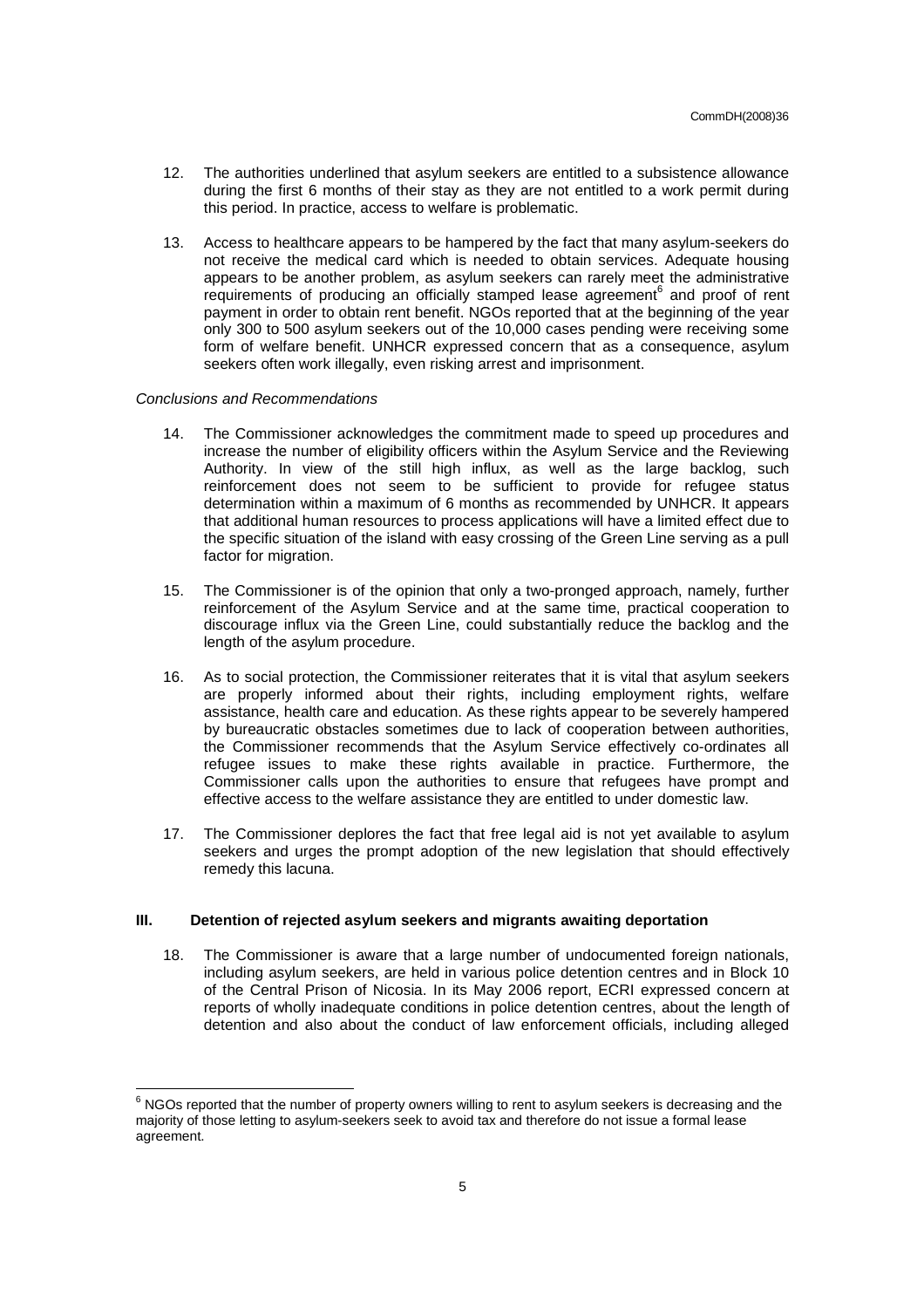12. The authorities underlined that asylum seekers are entitled to a subsistence allowance during the first 6 months of their stay as they are not entitled to a work permit during this period. In practice, access to welfare is problematic.

13. Access to healthcare appears to be hampered by the fact that many asylum-seekers do not receive the medical card which is needed to obtain services. Adequate housing appears to be another problem, as asylum seekers can rarely meet the administrative requirements of producing an officially stamped lease agreement[6] and proof of rent payment in order to obtain rent benefit. NGOs reported that at the beginning of the year only 300 to 500 asylum seekers out of the 10,000 cases pending were receiving some form of welfare benefit. UNHCR expressed concern that as a consequence, asylum seekers often work illegally, even risking arrest and imprisonment.

*Conclusions and Recommendations*

14. The Commissioner acknowledges the commitment made to speed up procedures and increase the number of eligibility officers within the Asylum Service and the Reviewing Authority. In view of the still high influx, as well as the large backlog, such reinforcement does not seem to be sufficient to provide for refugee status determination within a maximum of 6 months as recommended by UNHCR. It appears that additional human resources to process applications will have a limited effect due to the specific situation of the island with easy crossing of the Green Line serving as a pull factor for migration.

15. The Commissioner is of the opinion that only a two-pronged approach, namely, further reinforcement of the Asylum Service and at the same time, practical cooperation to discourage influx via the Green Line, could substantially reduce the backlog and the length of the asylum procedure.

16. As to social protection, the Commissioner reiterates that it is vital that asylum seekers are properly informed about their rights, including employment rights, welfare assistance, health care and education. As these rights appear to be severely hampered by bureaucratic obstacles sometimes due to lack of cooperation between authorities, the Commissioner recommends that the Asylum Service effectively co-ordinates all refugee issues to make these rights available in practice. Furthermore, the Commissioner calls upon the authorities to ensure that refugees have prompt and effective access to the welfare assistance they are entitled to under domestic law.

17. The Commissioner deplores the fact that free legal aid is not yet available to asylum seekers and urges the prompt adoption of the new legislation that should effectively remedy this lacuna.

## III. Detention of rejected asylum seekers and migrants awaiting deportation

18. The Commissioner is aware that a large number of undocumented foreign nationals, including asylum seekers, are held in various police detention centres and in Block 10 of the Central Prison of Nicosia. In its May 2006 report, ECRI expressed concern at reports of wholly inadequate conditions in police detention centres, about the length of detention and also about the conduct of law enforcement officials, including alleged

[6] NGOs reported that the number of property owners willing to rent to asylum seekers is decreasing and the majority of those letting to asylum-seekers seek to avoid tax and therefore do not issue a formal lease agreement.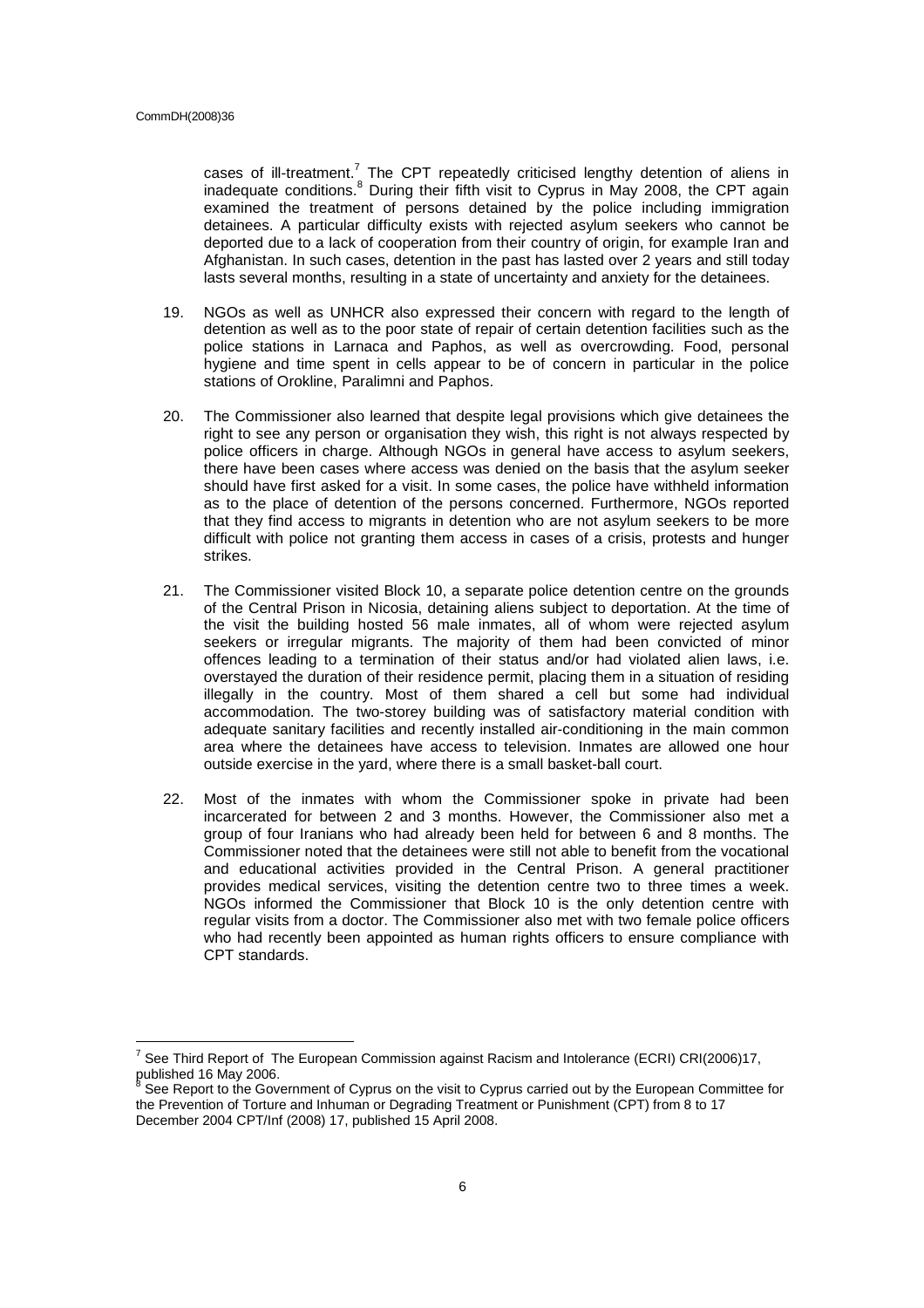cases of ill-treatment.[7] The CPT repeatedly criticised lengthy detention of aliens in inadequate conditions.[8] During their fifth visit to Cyprus in May 2008, the CPT again examined the treatment of persons detained by the police including immigration detainees. A particular difficulty exists with rejected asylum seekers who cannot be deported due to a lack of cooperation from their country of origin, for example Iran and Afghanistan. In such cases, detention in the past has lasted over 2 years and still today lasts several months, resulting in a state of uncertainty and anxiety for the detainees.

19. NGOs as well as UNHCR also expressed their concern with regard to the length of detention as well as to the poor state of repair of certain detention facilities such as the police stations in Larnaca and Paphos, as well as overcrowding. Food, personal hygiene and time spent in cells appear to be of concern in particular in the police stations of Orokline, Paralimni and Paphos.

20. The Commissioner also learned that despite legal provisions which give detainees the right to see any person or organisation they wish, this right is not always respected by police officers in charge. Although NGOs in general have access to asylum seekers, there have been cases where access was denied on the basis that the asylum seeker should have first asked for a visit. In some cases, the police have withheld information as to the place of detention of the persons concerned. Furthermore, NGOs reported that they find access to migrants in detention who are not asylum seekers to be more difficult with police not granting them access in cases of a crisis, protests and hunger strikes.

21. The Commissioner visited Block 10, a separate police detention centre on the grounds of the Central Prison in Nicosia, detaining aliens subject to deportation. At the time of the visit the building hosted 56 male inmates, all of whom were rejected asylum seekers or irregular migrants. The majority of them had been convicted of minor offences leading to a termination of their status and/or had violated alien laws, i.e. overstayed the duration of their residence permit, placing them in a situation of residing illegally in the country. Most of them shared a cell but some had individual accommodation. The two-storey building was of satisfactory material condition with adequate sanitary facilities and recently installed air-conditioning in the main common area where the detainees have access to television. Inmates are allowed one hour outside exercise in the yard, where there is a small basket-ball court.

22. Most of the inmates with whom the Commissioner spoke in private had been incarcerated for between 2 and 3 months. However, the Commissioner also met a group of four Iranians who had already been held for between 6 and 8 months. The Commissioner noted that the detainees were still not able to benefit from the vocational and educational activities provided in the Central Prison. A general practitioner provides medical services, visiting the detention centre two to three times a week. NGOs informed the Commissioner that Block 10 is the only detention centre with regular visits from a doctor. The Commissioner also met with two female police officers who had recently been appointed as human rights officers to ensure compliance with CPT standards.

---

[7] See Third Report of The European Commission against Racism and Intolerance (ECRI) CRI(2006)17, published 16 May 2006.

[8] See Report to the Government of Cyprus on the visit to Cyprus carried out by the European Committee for the Prevention of Torture and Inhuman or Degrading Treatment or Punishment (CPT) from 8 to 17 December 2004 CPT/Inf (2008) 17, published 15 April 2008.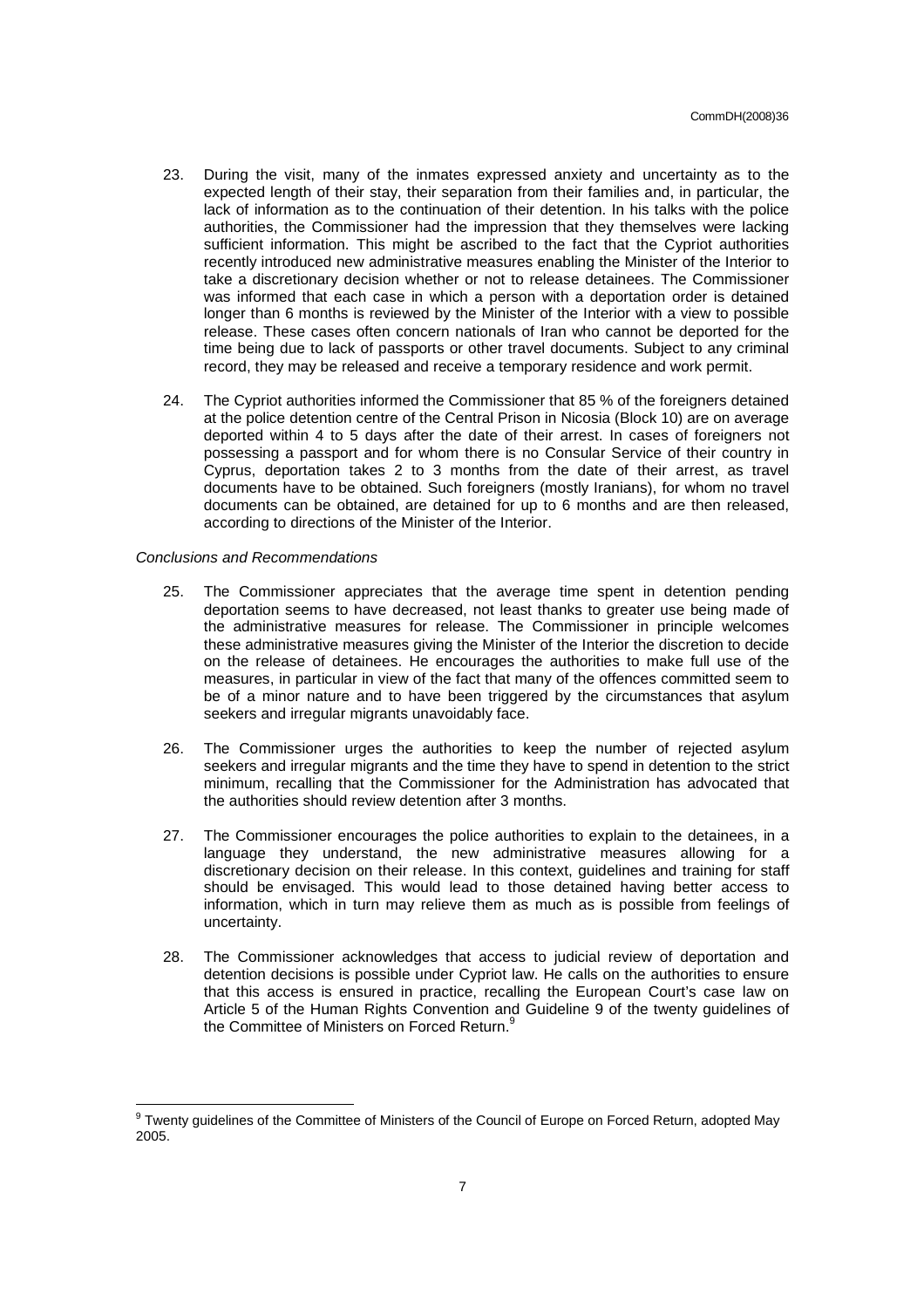23. During the visit, many of the inmates expressed anxiety and uncertainty as to the expected length of their stay, their separation from their families and, in particular, the lack of information as to the continuation of their detention. In his talks with the police authorities, the Commissioner had the impression that they themselves were lacking sufficient information. This might be ascribed to the fact that the Cypriot authorities recently introduced new administrative measures enabling the Minister of the Interior to take a discretionary decision whether or not to release detainees. The Commissioner was informed that each case in which a person with a deportation order is detained longer than 6 months is reviewed by the Minister of the Interior with a view to possible release. These cases often concern nationals of Iran who cannot be deported for the time being due to lack of passports or other travel documents. Subject to any criminal record, they may be released and receive a temporary residence and work permit.

24. The Cypriot authorities informed the Commissioner that 85 % of the foreigners detained at the police detention centre of the Central Prison in Nicosia (Block 10) are on average deported within 4 to 5 days after the date of their arrest. In cases of foreigners not possessing a passport and for whom there is no Consular Service of their country in Cyprus, deportation takes 2 to 3 months from the date of their arrest, as travel documents have to be obtained. Such foreigners (mostly Iranians), for whom no travel documents can be obtained, are detained for up to 6 months and are then released, according to directions of the Minister of the Interior.

*Conclusions and Recommendations*

25. The Commissioner appreciates that the average time spent in detention pending deportation seems to have decreased, not least thanks to greater use being made of the administrative measures for release. The Commissioner in principle welcomes these administrative measures giving the Minister of the Interior the discretion to decide on the release of detainees. He encourages the authorities to make full use of the measures, in particular in view of the fact that many of the offences committed seem to be of a minor nature and to have been triggered by the circumstances that asylum seekers and irregular migrants unavoidably face.

26. The Commissioner urges the authorities to keep the number of rejected asylum seekers and irregular migrants and the time they have to spend in detention to the strict minimum, recalling that the Commissioner for the Administration has advocated that the authorities should review detention after 3 months.

27. The Commissioner encourages the police authorities to explain to the detainees, in a language they understand, the new administrative measures allowing for a discretionary decision on their release. In this context, guidelines and training for staff should be envisaged. This would lead to those detained having better access to information, which in turn may relieve them as much as is possible from feelings of uncertainty.

28. The Commissioner acknowledges that access to judicial review of deportation and detention decisions is possible under Cypriot law. He calls on the authorities to ensure that this access is ensured in practice, recalling the European Court's case law on Article 5 of the Human Rights Convention and Guideline 9 of the twenty guidelines of the Committee of Ministers on Forced Return.[9]

---

[9] Twenty guidelines of the Committee of Ministers of the Council of Europe on Forced Return, adopted May 2005.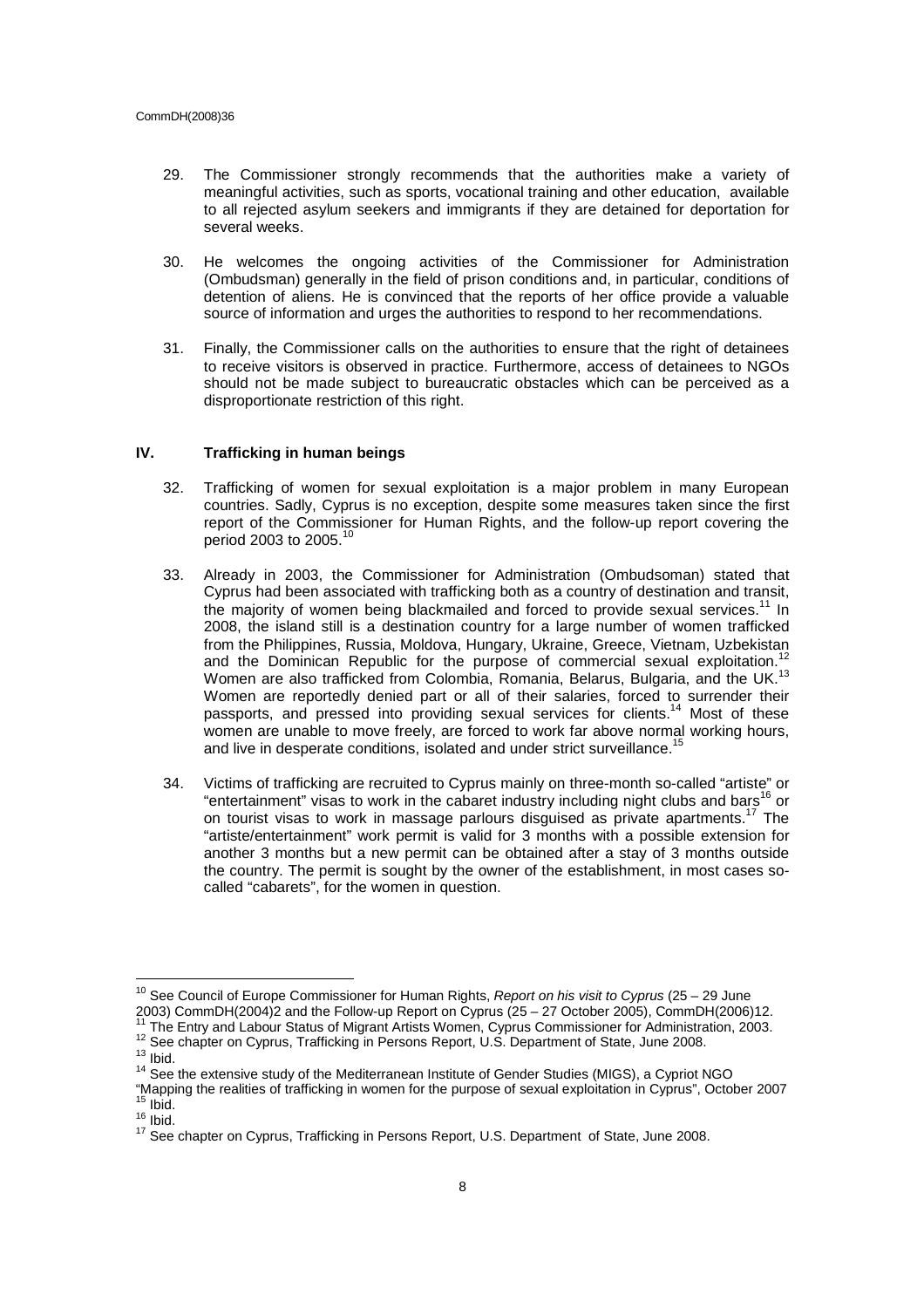29. The Commissioner strongly recommends that the authorities make a variety of meaningful activities, such as sports, vocational training and other education, available to all rejected asylum seekers and immigrants if they are detained for deportation for several weeks.

30. He welcomes the ongoing activities of the Commissioner for Administration (Ombudsman) generally in the field of prison conditions and, in particular, conditions of detention of aliens. He is convinced that the reports of her office provide a valuable source of information and urges the authorities to respond to her recommendations.

31. Finally, the Commissioner calls on the authorities to ensure that the right of detainees to receive visitors is observed in practice. Furthermore, access of detainees to NGOs should not be made subject to bureaucratic obstacles which can be perceived as a disproportionate restriction of this right.

## IV. Trafficking in human beings

32. Trafficking of women for sexual exploitation is a major problem in many European countries. Sadly, Cyprus is no exception, despite some measures taken since the first report of the Commissioner for Human Rights, and the follow-up report covering the period 2003 to 2005.[10]

33. Already in 2003, the Commissioner for Administration (Ombudsoman) stated that Cyprus had been associated with trafficking both as a country of destination and transit, the majority of women being blackmailed and forced to provide sexual services.[11] In 2008, the island still is a destination country for a large number of women trafficked from the Philippines, Russia, Moldova, Hungary, Ukraine, Greece, Vietnam, Uzbekistan and the Dominican Republic for the purpose of commercial sexual exploitation.[12] Women are also trafficked from Colombia, Romania, Belarus, Bulgaria, and the UK.[13] Women are reportedly denied part or all of their salaries, forced to surrender their passports, and pressed into providing sexual services for clients.[14] Most of these women are unable to move freely, are forced to work far above normal working hours, and live in desperate conditions, isolated and under strict surveillance.[15]

34. Victims of trafficking are recruited to Cyprus mainly on three-month so-called "artiste" or "entertainment" visas to work in the cabaret industry including night clubs and bars[16] or on tourist visas to work in massage parlours disguised as private apartments.[17] The "artiste/entertainment" work permit is valid for 3 months with a possible extension for another 3 months but a new permit can be obtained after a stay of 3 months outside the country. The permit is sought by the owner of the establishment, in most cases so-called "cabarets", for the women in question.

---

[10] See Council of Europe Commissioner for Human Rights, *Report on his visit to Cyprus* (25 – 29 June 2003) CommDH(2004)2 and the Follow-up Report on Cyprus (25 – 27 October 2005), CommDH(2006)12.
[11] The Entry and Labour Status of Migrant Artists Women, Cyprus Commissioner for Administration, 2003.
[12] See chapter on Cyprus, Trafficking in Persons Report, U.S. Department of State, June 2008.
[13] Ibid.
[14] See the extensive study of the Mediterranean Institute of Gender Studies (MIGS), a Cypriot NGO "Mapping the realities of trafficking in women for the purpose of sexual exploitation in Cyprus", October 2007
[15] Ibid.
[16] Ibid.
[17] See chapter on Cyprus, Trafficking in Persons Report, U.S. Department of State, June 2008.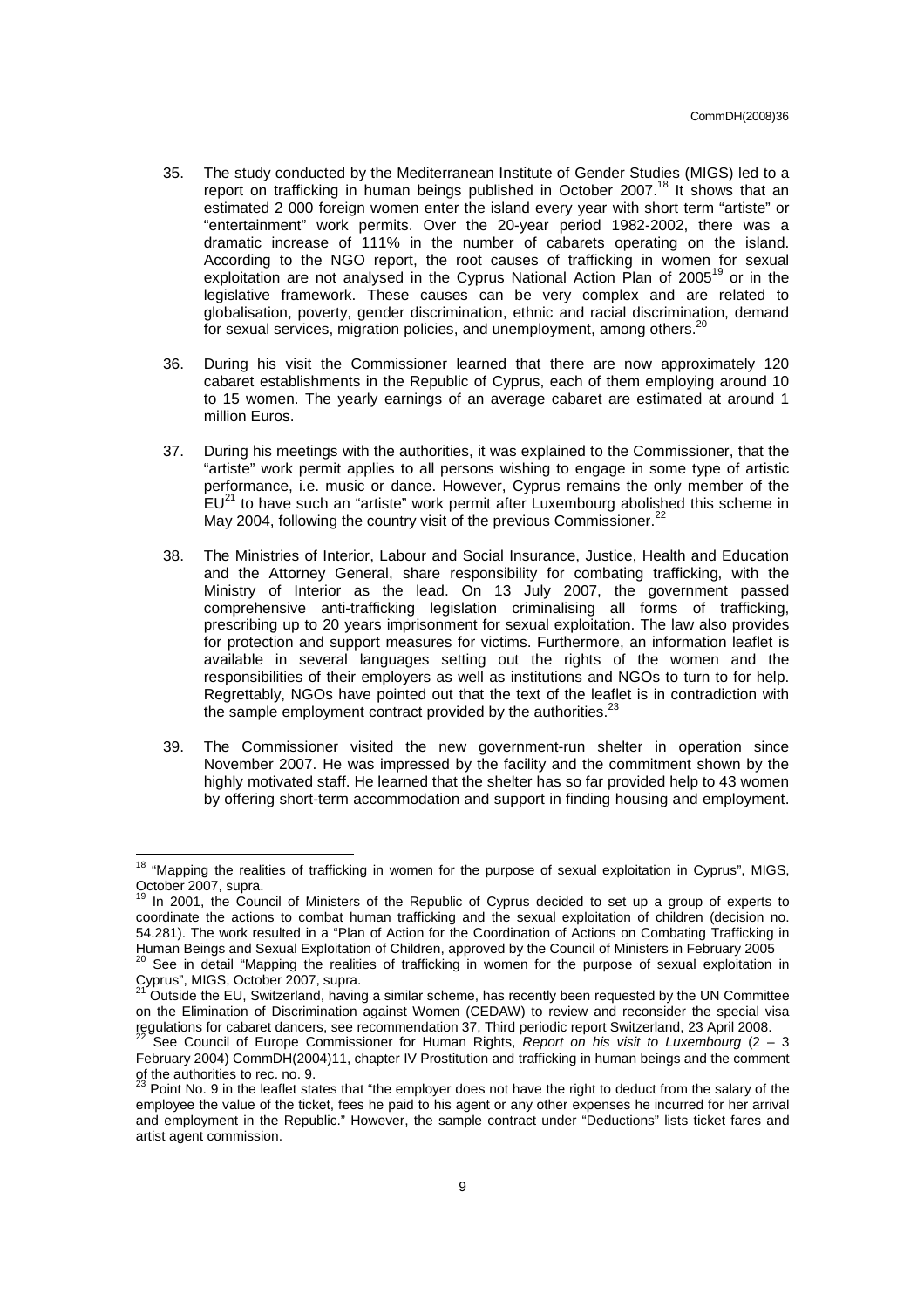35. The study conducted by the Mediterranean Institute of Gender Studies (MIGS) led to a report on trafficking in human beings published in October 2007.[18] It shows that an estimated 2 000 foreign women enter the island every year with short term "artiste" or "entertainment" work permits. Over the 20-year period 1982-2002, there was a dramatic increase of 111% in the number of cabarets operating on the island. According to the NGO report, the root causes of trafficking in women for sexual exploitation are not analysed in the Cyprus National Action Plan of 2005[19] or in the legislative framework. These causes can be very complex and are related to globalisation, poverty, gender discrimination, ethnic and racial discrimination, demand for sexual services, migration policies, and unemployment, among others.[20]

36. During his visit the Commissioner learned that there are now approximately 120 cabaret establishments in the Republic of Cyprus, each of them employing around 10 to 15 women. The yearly earnings of an average cabaret are estimated at around 1 million Euros.

37. During his meetings with the authorities, it was explained to the Commissioner, that the "artiste" work permit applies to all persons wishing to engage in some type of artistic performance, i.e. music or dance. However, Cyprus remains the only member of the EU[21] to have such an "artiste" work permit after Luxembourg abolished this scheme in May 2004, following the country visit of the previous Commissioner.[22]

38. The Ministries of Interior, Labour and Social Insurance, Justice, Health and Education and the Attorney General, share responsibility for combating trafficking, with the Ministry of Interior as the lead. On 13 July 2007, the government passed comprehensive anti-trafficking legislation criminalising all forms of trafficking, prescribing up to 20 years imprisonment for sexual exploitation. The law also provides for protection and support measures for victims. Furthermore, an information leaflet is available in several languages setting out the rights of the women and the responsibilities of their employers as well as institutions and NGOs to turn to for help. Regrettably, NGOs have pointed out that the text of the leaflet is in contradiction with the sample employment contract provided by the authorities.[23]

39. The Commissioner visited the new government-run shelter in operation since November 2007. He was impressed by the facility and the commitment shown by the highly motivated staff. He learned that the shelter has so far provided help to 43 women by offering short-term accommodation and support in finding housing and employment.

---

[18] "Mapping the realities of trafficking in women for the purpose of sexual exploitation in Cyprus", MIGS, October 2007, supra.

[19] In 2001, the Council of Ministers of the Republic of Cyprus decided to set up a group of experts to coordinate the actions to combat human trafficking and the sexual exploitation of children (decision no. 54.281). The work resulted in a "Plan of Action for the Coordination of Actions on Combating Trafficking in Human Beings and Sexual Exploitation of Children, approved by the Council of Ministers in February 2005

[20] See in detail "Mapping the realities of trafficking in women for the purpose of sexual exploitation in Cyprus", MIGS, October 2007, supra.

[21] Outside the EU, Switzerland, having a similar scheme, has recently been requested by the UN Committee on the Elimination of Discrimination against Women (CEDAW) to review and reconsider the special visa regulations for cabaret dancers, see recommendation 37, Third periodic report Switzerland, 23 April 2008.

[22] See Council of Europe Commissioner for Human Rights, *Report on his visit to Luxembourg* (2 – 3 February 2004) CommDH(2004)11, chapter IV Prostitution and trafficking in human beings and the comment of the authorities to rec. no. 9.

[23] Point No. 9 in the leaflet states that "the employer does not have the right to deduct from the salary of the employee the value of the ticket, fees he paid to his agent or any other expenses he incurred for her arrival and employment in the Republic." However, the sample contract under "Deductions" lists ticket fares and artist agent commission.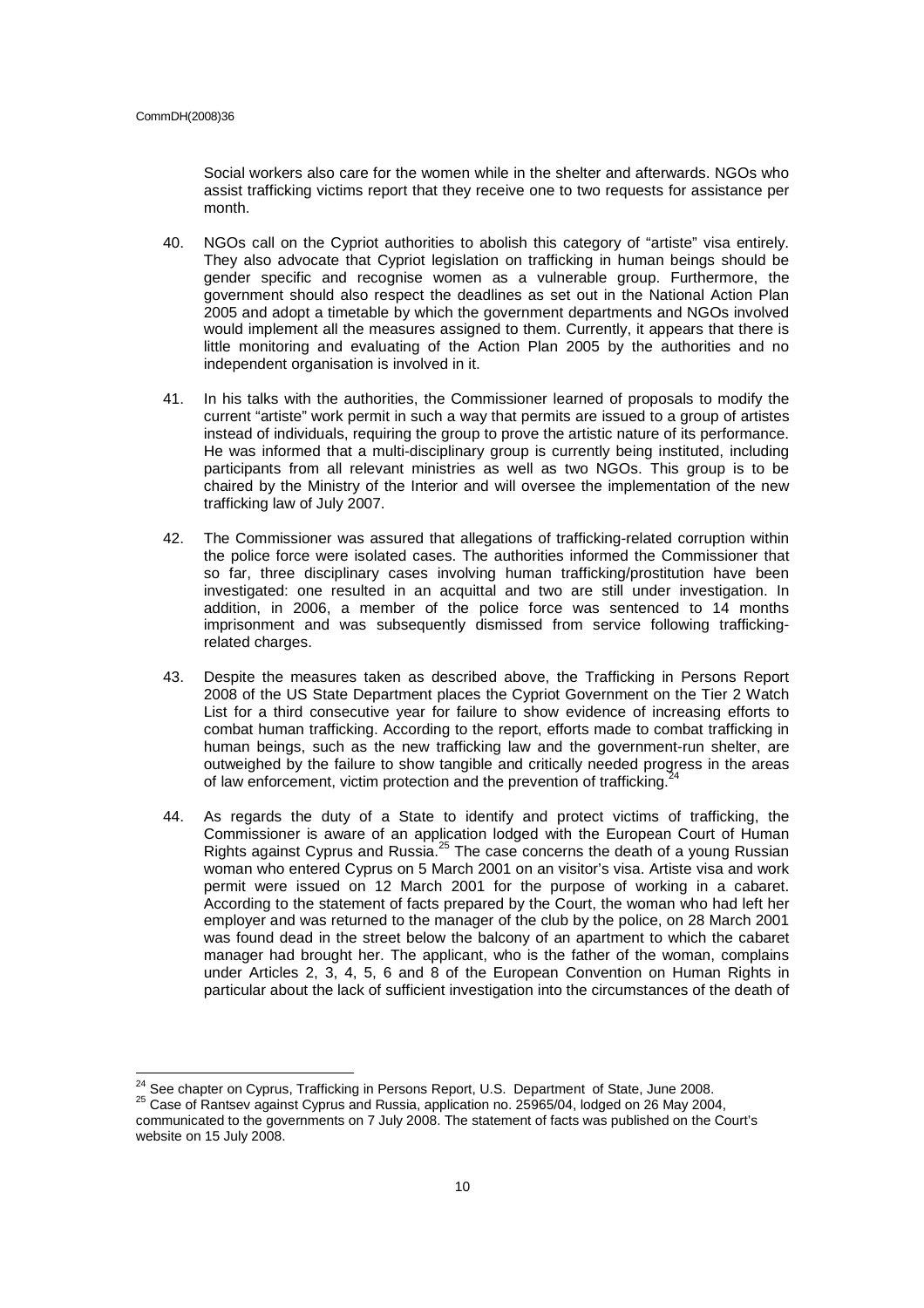Social workers also care for the women while in the shelter and afterwards. NGOs who assist trafficking victims report that they receive one to two requests for assistance per month.

40. NGOs call on the Cypriot authorities to abolish this category of "artiste" visa entirely. They also advocate that Cypriot legislation on trafficking in human beings should be gender specific and recognise women as a vulnerable group. Furthermore, the government should also respect the deadlines as set out in the National Action Plan 2005 and adopt a timetable by which the government departments and NGOs involved would implement all the measures assigned to them. Currently, it appears that there is little monitoring and evaluating of the Action Plan 2005 by the authorities and no independent organisation is involved in it.

41. In his talks with the authorities, the Commissioner learned of proposals to modify the current "artiste" work permit in such a way that permits are issued to a group of artistes instead of individuals, requiring the group to prove the artistic nature of its performance. He was informed that a multi-disciplinary group is currently being instituted, including participants from all relevant ministries as well as two NGOs. This group is to be chaired by the Ministry of the Interior and will oversee the implementation of the new trafficking law of July 2007.

42. The Commissioner was assured that allegations of trafficking-related corruption within the police force were isolated cases. The authorities informed the Commissioner that so far, three disciplinary cases involving human trafficking/prostitution have been investigated: one resulted in an acquittal and two are still under investigation. In addition, in 2006, a member of the police force was sentenced to 14 months imprisonment and was subsequently dismissed from service following trafficking-related charges.

43. Despite the measures taken as described above, the Trafficking in Persons Report 2008 of the US State Department places the Cypriot Government on the Tier 2 Watch List for a third consecutive year for failure to show evidence of increasing efforts to combat human trafficking. According to the report, efforts made to combat trafficking in human beings, such as the new trafficking law and the government-run shelter, are outweighed by the failure to show tangible and critically needed progress in the areas of law enforcement, victim protection and the prevention of trafficking.[24]

44. As regards the duty of a State to identify and protect victims of trafficking, the Commissioner is aware of an application lodged with the European Court of Human Rights against Cyprus and Russia.[25] The case concerns the death of a young Russian woman who entered Cyprus on 5 March 2001 on an visitor's visa. Artiste visa and work permit were issued on 12 March 2001 for the purpose of working in a cabaret. According to the statement of facts prepared by the Court, the woman who had left her employer and was returned to the manager of the club by the police, on 28 March 2001 was found dead in the street below the balcony of an apartment to which the cabaret manager had brought her. The applicant, who is the father of the woman, complains under Articles 2, 3, 4, 5, 6 and 8 of the European Convention on Human Rights in particular about the lack of sufficient investigation into the circumstances of the death of

[24] See chapter on Cyprus, Trafficking in Persons Report, U.S. Department of State, June 2008.

[25] Case of Rantsev against Cyprus and Russia, application no. 25965/04, lodged on 26 May 2004, communicated to the governments on 7 July 2008. The statement of facts was published on the Court's website on 15 July 2008.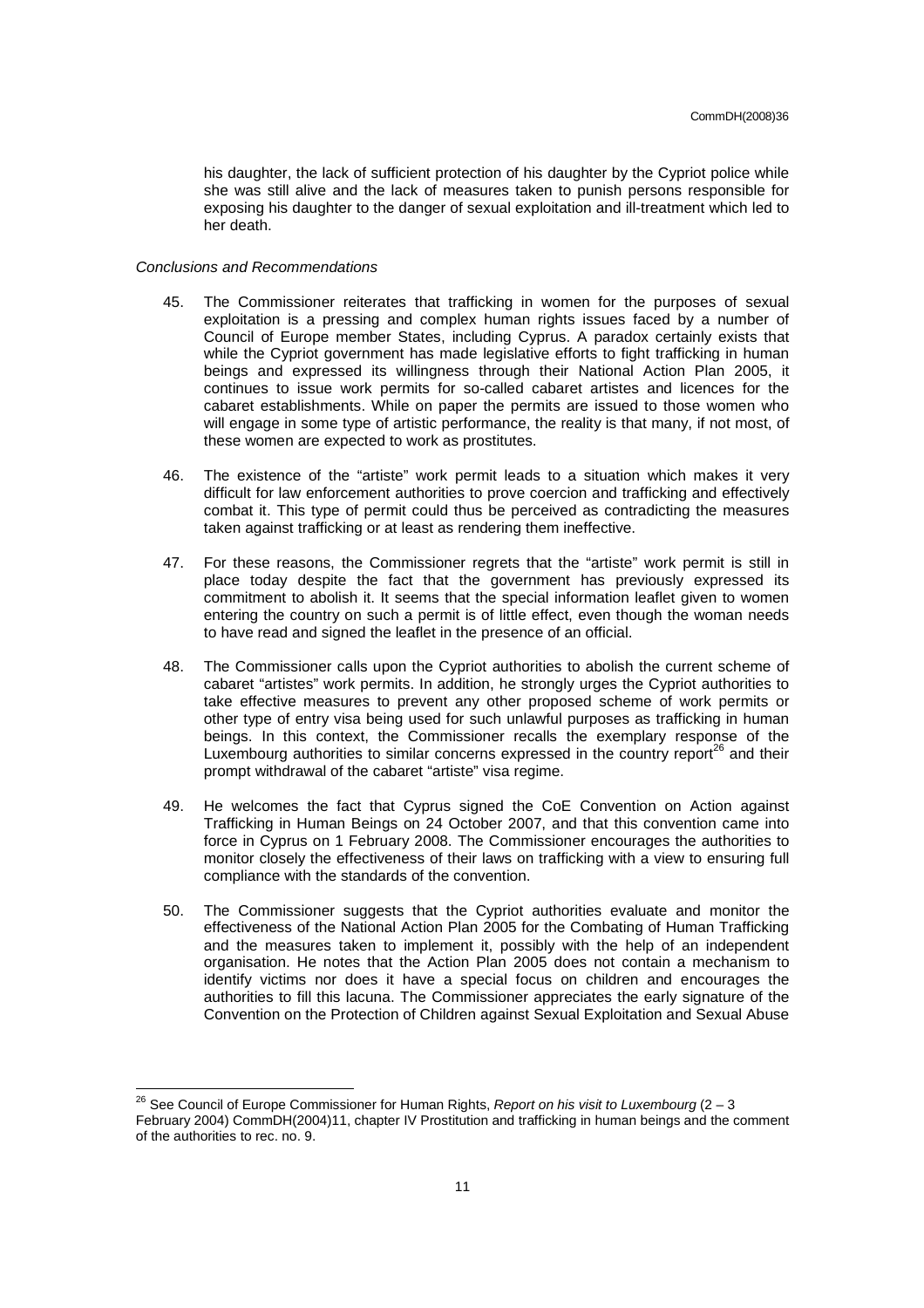his daughter, the lack of sufficient protection of his daughter by the Cypriot police while she was still alive and the lack of measures taken to punish persons responsible for exposing his daughter to the danger of sexual exploitation and ill-treatment which led to her death.

*Conclusions and Recommendations*

45. The Commissioner reiterates that trafficking in women for the purposes of sexual exploitation is a pressing and complex human rights issues faced by a number of Council of Europe member States, including Cyprus. A paradox certainly exists that while the Cypriot government has made legislative efforts to fight trafficking in human beings and expressed its willingness through their National Action Plan 2005, it continues to issue work permits for so-called cabaret artistes and licences for the cabaret establishments. While on paper the permits are issued to those women who will engage in some type of artistic performance, the reality is that many, if not most, of these women are expected to work as prostitutes.

46. The existence of the "artiste" work permit leads to a situation which makes it very difficult for law enforcement authorities to prove coercion and trafficking and effectively combat it. This type of permit could thus be perceived as contradicting the measures taken against trafficking or at least as rendering them ineffective.

47. For these reasons, the Commissioner regrets that the "artiste" work permit is still in place today despite the fact that the government has previously expressed its commitment to abolish it. It seems that the special information leaflet given to women entering the country on such a permit is of little effect, even though the woman needs to have read and signed the leaflet in the presence of an official.

48. The Commissioner calls upon the Cypriot authorities to abolish the current scheme of cabaret "artistes" work permits. In addition, he strongly urges the Cypriot authorities to take effective measures to prevent any other proposed scheme of work permits or other type of entry visa being used for such unlawful purposes as trafficking in human beings. In this context, the Commissioner recalls the exemplary response of the Luxembourg authorities to similar concerns expressed in the country report[26] and their prompt withdrawal of the cabaret "artiste" visa regime.

49. He welcomes the fact that Cyprus signed the CoE Convention on Action against Trafficking in Human Beings on 24 October 2007, and that this convention came into force in Cyprus on 1 February 2008. The Commissioner encourages the authorities to monitor closely the effectiveness of their laws on trafficking with a view to ensuring full compliance with the standards of the convention.

50. The Commissioner suggests that the Cypriot authorities evaluate and monitor the effectiveness of the National Action Plan 2005 for the Combating of Human Trafficking and the measures taken to implement it, possibly with the help of an independent organisation. He notes that the Action Plan 2005 does not contain a mechanism to identify victims nor does it have a special focus on children and encourages the authorities to fill this lacuna. The Commissioner appreciates the early signature of the Convention on the Protection of Children against Sexual Exploitation and Sexual Abuse

---

[26] See Council of Europe Commissioner for Human Rights, *Report on his visit to Luxembourg* (2 – 3 February 2004) CommDH(2004)11, chapter IV Prostitution and trafficking in human beings and the comment of the authorities to rec. no. 9.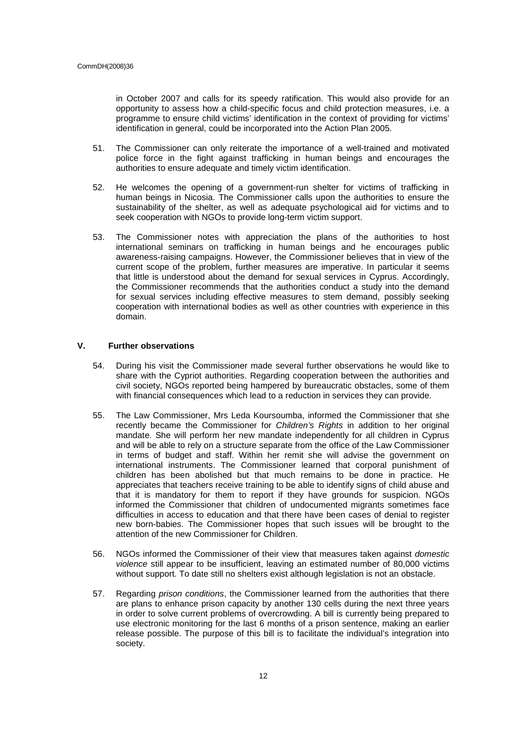in October 2007 and calls for its speedy ratification. This would also provide for an opportunity to assess how a child-specific focus and child protection measures, i.e. a programme to ensure child victims' identification in the context of providing for victims' identification in general, could be incorporated into the Action Plan 2005.

51. The Commissioner can only reiterate the importance of a well-trained and motivated police force in the fight against trafficking in human beings and encourages the authorities to ensure adequate and timely victim identification.

52. He welcomes the opening of a government-run shelter for victims of trafficking in human beings in Nicosia. The Commissioner calls upon the authorities to ensure the sustainability of the shelter, as well as adequate psychological aid for victims and to seek cooperation with NGOs to provide long-term victim support.

53. The Commissioner notes with appreciation the plans of the authorities to host international seminars on trafficking in human beings and he encourages public awareness-raising campaigns. However, the Commissioner believes that in view of the current scope of the problem, further measures are imperative. In particular it seems that little is understood about the demand for sexual services in Cyprus. Accordingly, the Commissioner recommends that the authorities conduct a study into the demand for sexual services including effective measures to stem demand, possibly seeking cooperation with international bodies as well as other countries with experience in this domain.

## V. Further observations

54. During his visit the Commissioner made several further observations he would like to share with the Cypriot authorities. Regarding cooperation between the authorities and civil society, NGOs reported being hampered by bureaucratic obstacles, some of them with financial consequences which lead to a reduction in services they can provide.

55. The Law Commissioner, Mrs Leda Koursoumba, informed the Commissioner that she recently became the Commissioner for *Children's Rights* in addition to her original mandate. She will perform her new mandate independently for all children in Cyprus and will be able to rely on a structure separate from the office of the Law Commissioner in terms of budget and staff. Within her remit she will advise the government on international instruments. The Commissioner learned that corporal punishment of children has been abolished but that much remains to be done in practice. He appreciates that teachers receive training to be able to identify signs of child abuse and that it is mandatory for them to report if they have grounds for suspicion. NGOs informed the Commissioner that children of undocumented migrants sometimes face difficulties in access to education and that there have been cases of denial to register new born-babies. The Commissioner hopes that such issues will be brought to the attention of the new Commissioner for Children.

56. NGOs informed the Commissioner of their view that measures taken against *domestic violence* still appear to be insufficient, leaving an estimated number of 80,000 victims without support. To date still no shelters exist although legislation is not an obstacle.

57. Regarding *prison conditions*, the Commissioner learned from the authorities that there are plans to enhance prison capacity by another 130 cells during the next three years in order to solve current problems of overcrowding. A bill is currently being prepared to use electronic monitoring for the last 6 months of a prison sentence, making an earlier release possible. The purpose of this bill is to facilitate the individual's integration into society.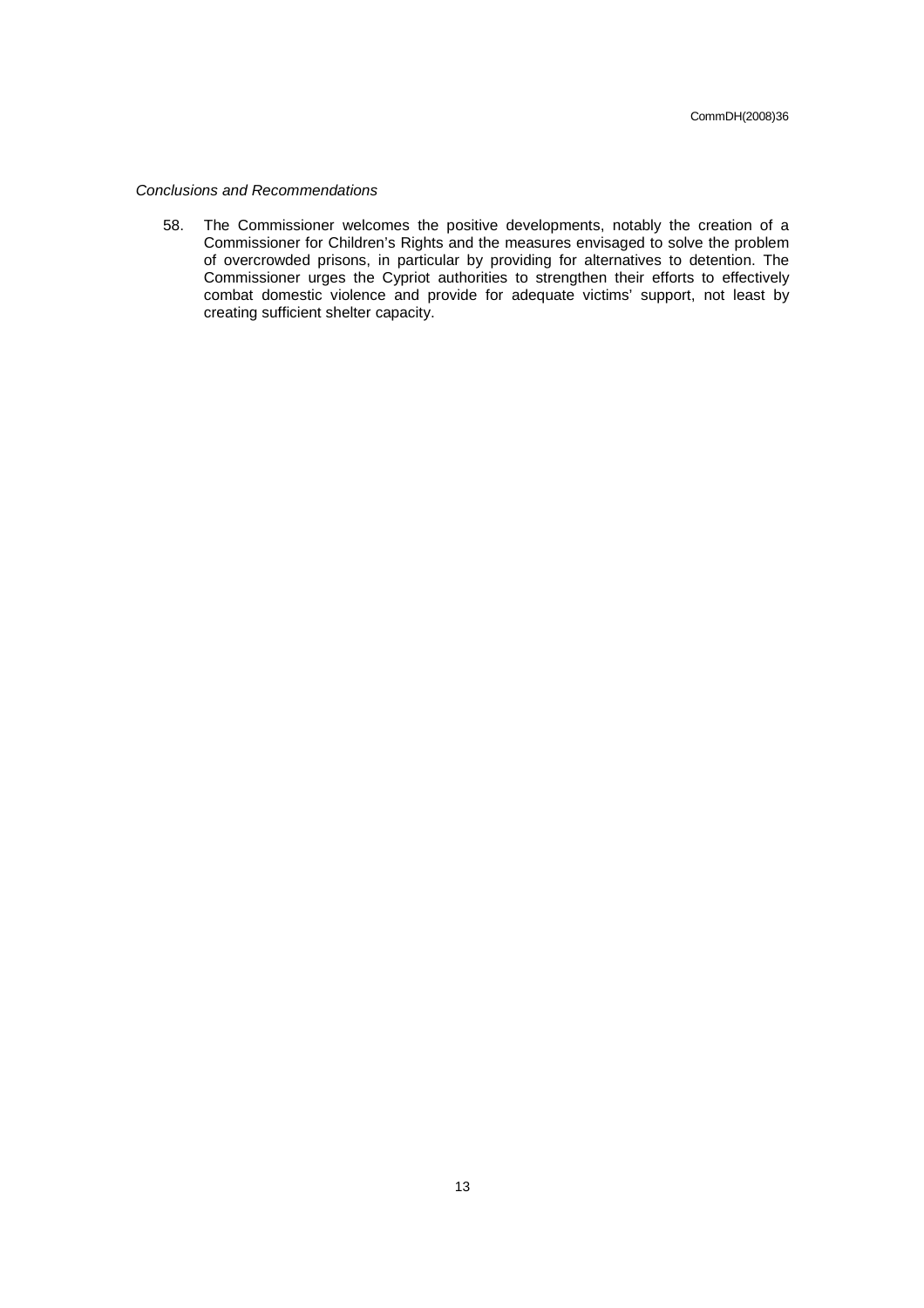*Conclusions and Recommendations*

58. The Commissioner welcomes the positive developments, notably the creation of a Commissioner for Children's Rights and the measures envisaged to solve the problem of overcrowded prisons, in particular by providing for alternatives to detention. The Commissioner urges the Cypriot authorities to strengthen their efforts to effectively combat domestic violence and provide for adequate victims' support, not least by creating sufficient shelter capacity.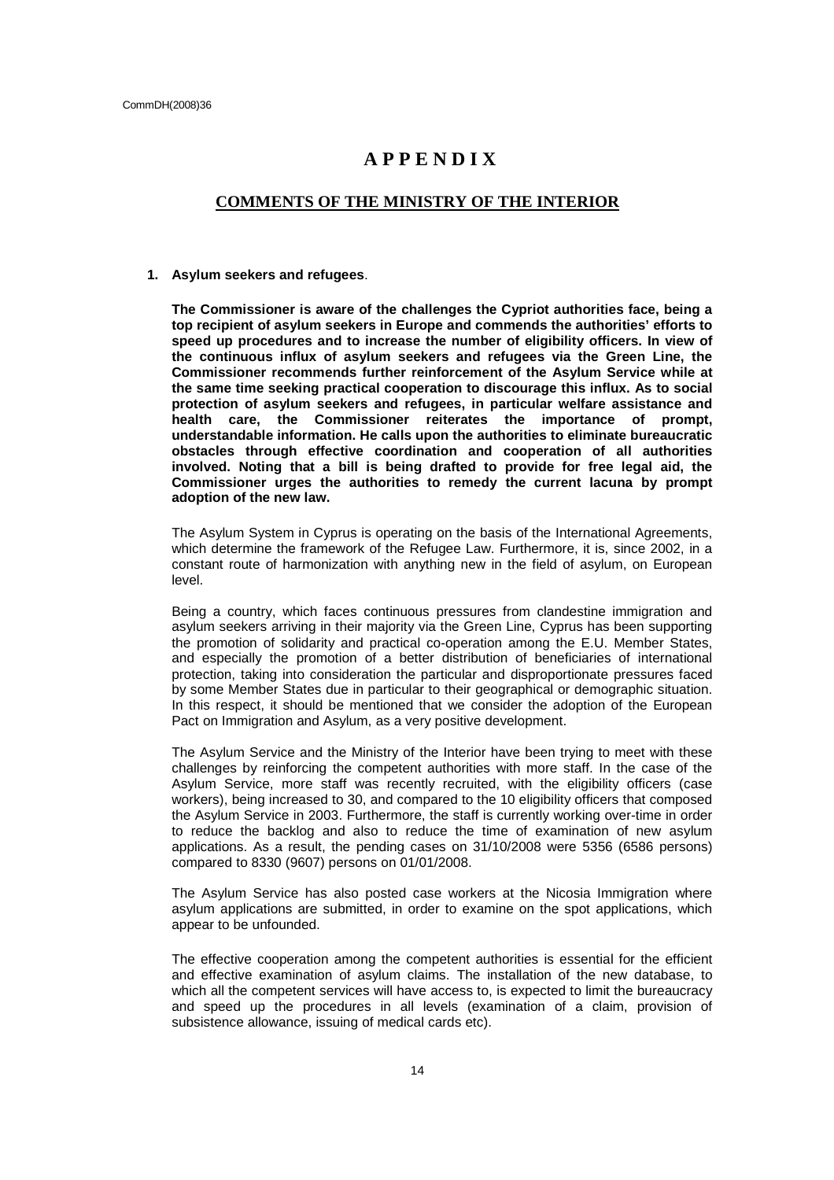# APPENDIX

## COMMENTS OF THE MINISTRY OF THE INTERIOR

1. **Asylum seekers and refugees**.

**The Commissioner is aware of the challenges the Cypriot authorities face, being a top recipient of asylum seekers in Europe and commends the authorities' efforts to speed up procedures and to increase the number of eligibility officers. In view of the continuous influx of asylum seekers and refugees via the Green Line, the Commissioner recommends further reinforcement of the Asylum Service while at the same time seeking practical cooperation to discourage this influx. As to social protection of asylum seekers and refugees, in particular welfare assistance and health care, the Commissioner reiterates the importance of prompt, understandable information. He calls upon the authorities to eliminate bureaucratic obstacles through effective coordination and cooperation of all authorities involved. Noting that a bill is being drafted to provide for free legal aid, the Commissioner urges the authorities to remedy the current lacuna by prompt adoption of the new law.**

The Asylum System in Cyprus is operating on the basis of the International Agreements, which determine the framework of the Refugee Law. Furthermore, it is, since 2002, in a constant route of harmonization with anything new in the field of asylum, on European level.

Being a country, which faces continuous pressures from clandestine immigration and asylum seekers arriving in their majority via the Green Line, Cyprus has been supporting the promotion of solidarity and practical co-operation among the E.U. Member States, and especially the promotion of a better distribution of beneficiaries of international protection, taking into consideration the particular and disproportionate pressures faced by some Member States due in particular to their geographical or demographic situation. In this respect, it should be mentioned that we consider the adoption of the European Pact on Immigration and Asylum, as a very positive development.

The Asylum Service and the Ministry of the Interior have been trying to meet with these challenges by reinforcing the competent authorities with more staff. In the case of the Asylum Service, more staff was recently recruited, with the eligibility officers (case workers), being increased to 30, and compared to the 10 eligibility officers that composed the Asylum Service in 2003. Furthermore, the staff is currently working over-time in order to reduce the backlog and also to reduce the time of examination of new asylum applications. As a result, the pending cases on 31/10/2008 were 5356 (6586 persons) compared to 8330 (9607) persons on 01/01/2008.

The Asylum Service has also posted case workers at the Nicosia Immigration where asylum applications are submitted, in order to examine on the spot applications, which appear to be unfounded.

The effective cooperation among the competent authorities is essential for the efficient and effective examination of asylum claims. The installation of the new database, to which all the competent services will have access to, is expected to limit the bureaucracy and speed up the procedures in all levels (examination of a claim, provision of subsistence allowance, issuing of medical cards etc).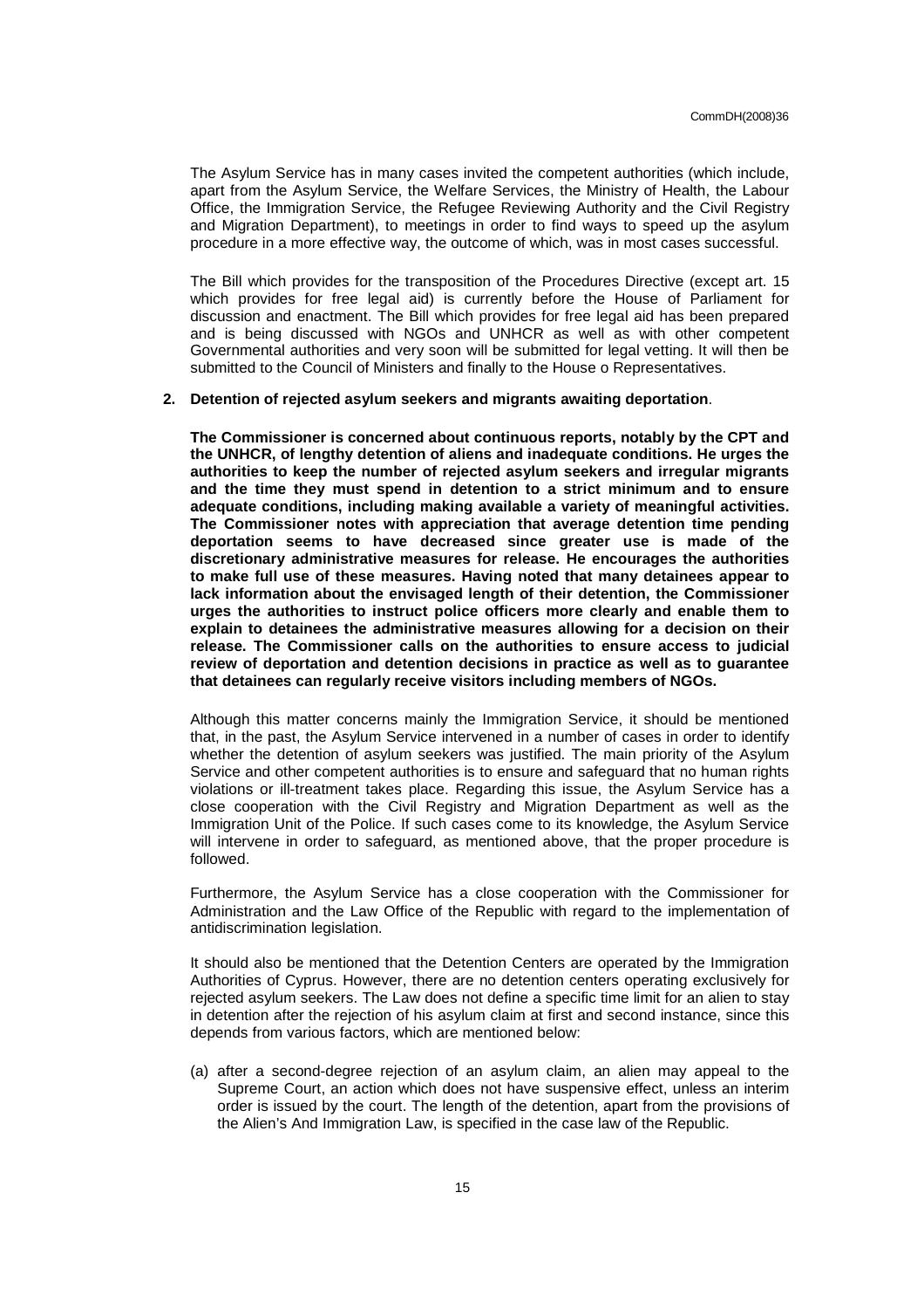The Asylum Service has in many cases invited the competent authorities (which include, apart from the Asylum Service, the Welfare Services, the Ministry of Health, the Labour Office, the Immigration Service, the Refugee Reviewing Authority and the Civil Registry and Migration Department), to meetings in order to find ways to speed up the asylum procedure in a more effective way, the outcome of which, was in most cases successful.

The Bill which provides for the transposition of the Procedures Directive (except art. 15 which provides for free legal aid) is currently before the House of Parliament for discussion and enactment. The Bill which provides for free legal aid has been prepared and is being discussed with NGOs and UNHCR as well as with other competent Governmental authorities and very soon will be submitted for legal vetting. It will then be submitted to the Council of Ministers and finally to the House o Representatives.

**2. Detention of rejected asylum seekers and migrants awaiting deportation**.

**The Commissioner is concerned about continuous reports, notably by the CPT and the UNHCR, of lengthy detention of aliens and inadequate conditions. He urges the authorities to keep the number of rejected asylum seekers and irregular migrants and the time they must spend in detention to a strict minimum and to ensure adequate conditions, including making available a variety of meaningful activities. The Commissioner notes with appreciation that average detention time pending deportation seems to have decreased since greater use is made of the discretionary administrative measures for release. He encourages the authorities to make full use of these measures. Having noted that many detainees appear to lack information about the envisaged length of their detention, the Commissioner urges the authorities to instruct police officers more clearly and enable them to explain to detainees the administrative measures allowing for a decision on their release. The Commissioner calls on the authorities to ensure access to judicial review of deportation and detention decisions in practice as well as to guarantee that detainees can regularly receive visitors including members of NGOs.**

Although this matter concerns mainly the Immigration Service, it should be mentioned that, in the past, the Asylum Service intervened in a number of cases in order to identify whether the detention of asylum seekers was justified. The main priority of the Asylum Service and other competent authorities is to ensure and safeguard that no human rights violations or ill-treatment takes place. Regarding this issue, the Asylum Service has a close cooperation with the Civil Registry and Migration Department as well as the Immigration Unit of the Police. If such cases come to its knowledge, the Asylum Service will intervene in order to safeguard, as mentioned above, that the proper procedure is followed.

Furthermore, the Asylum Service has a close cooperation with the Commissioner for Administration and the Law Office of the Republic with regard to the implementation of antidiscrimination legislation.

It should also be mentioned that the Detention Centers are operated by the Immigration Authorities of Cyprus. However, there are no detention centers operating exclusively for rejected asylum seekers. The Law does not define a specific time limit for an alien to stay in detention after the rejection of his asylum claim at first and second instance, since this depends from various factors, which are mentioned below:

(a) after a second-degree rejection of an asylum claim, an alien may appeal to the Supreme Court, an action which does not have suspensive effect, unless an interim order is issued by the court. The length of the detention, apart from the provisions of the Alien's And Immigration Law, is specified in the case law of the Republic.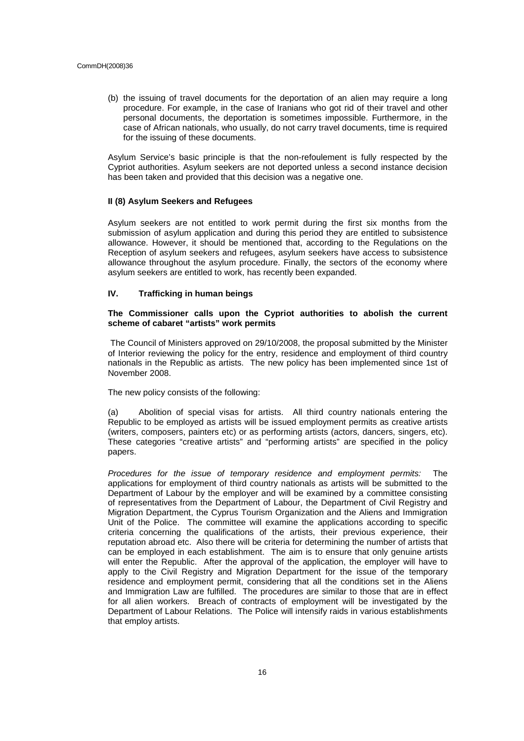(b) the issuing of travel documents for the deportation of an alien may require a long procedure. For example, in the case of Iranians who got rid of their travel and other personal documents, the deportation is sometimes impossible. Furthermore, in the case of African nationals, who usually, do not carry travel documents, time is required for the issuing of these documents.

Asylum Service's basic principle is that the non-refoulement is fully respected by the Cypriot authorities. Asylum seekers are not deported unless a second instance decision has been taken and provided that this decision was a negative one.

**II (8) Asylum Seekers and Refugees**

Asylum seekers are not entitled to work permit during the first six months from the submission of asylum application and during this period they are entitled to subsistence allowance. However, it should be mentioned that, according to the Regulations on the Reception of asylum seekers and refugees, asylum seekers have access to subsistence allowance throughout the asylum procedure. Finally, the sectors of the economy where asylum seekers are entitled to work, has recently been expanded.

## IV. Trafficking in human beings

**The Commissioner calls upon the Cypriot authorities to abolish the current scheme of cabaret "artists" work permits**

The Council of Ministers approved on 29/10/2008, the proposal submitted by the Minister of Interior reviewing the policy for the entry, residence and employment of third country nationals in the Republic as artists. The new policy has been implemented since 1st of November 2008.

The new policy consists of the following:

(a) Abolition of special visas for artists. All third country nationals entering the Republic to be employed as artists will be issued employment permits as creative artists (writers, composers, painters etc) or as performing artists (actors, dancers, singers, etc). These categories "creative artists" and "performing artists" are specified in the policy papers.

*Procedures for the issue of temporary residence and employment permits:* The applications for employment of third country nationals as artists will be submitted to the Department of Labour by the employer and will be examined by a committee consisting of representatives from the Department of Labour, the Department of Civil Registry and Migration Department, the Cyprus Tourism Organization and the Aliens and Immigration Unit of the Police. The committee will examine the applications according to specific criteria concerning the qualifications of the artists, their previous experience, their reputation abroad etc. Also there will be criteria for determining the number of artists that can be employed in each establishment. The aim is to ensure that only genuine artists will enter the Republic. After the approval of the application, the employer will have to apply to the Civil Registry and Migration Department for the issue of the temporary residence and employment permit, considering that all the conditions set in the Aliens and Immigration Law are fulfilled. The procedures are similar to those that are in effect for all alien workers. Breach of contracts of employment will be investigated by the Department of Labour Relations. The Police will intensify raids in various establishments that employ artists.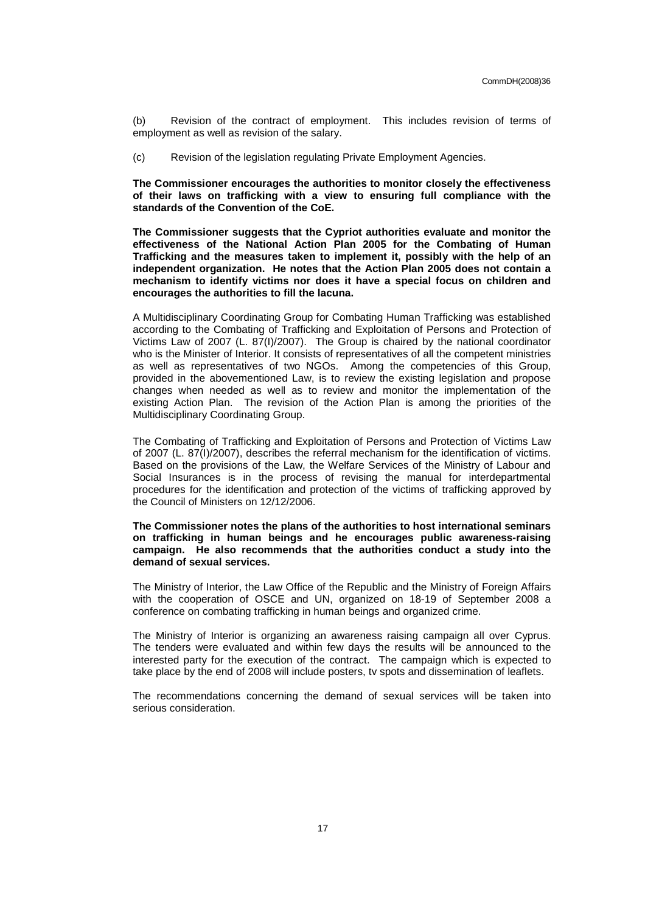(b) Revision of the contract of employment. This includes revision of terms of employment as well as revision of the salary.

(c) Revision of the legislation regulating Private Employment Agencies.

**The Commissioner encourages the authorities to monitor closely the effectiveness of their laws on trafficking with a view to ensuring full compliance with the standards of the Convention of the CoE.**

**The Commissioner suggests that the Cypriot authorities evaluate and monitor the effectiveness of the National Action Plan 2005 for the Combating of Human Trafficking and the measures taken to implement it, possibly with the help of an independent organization. He notes that the Action Plan 2005 does not contain a mechanism to identify victims nor does it have a special focus on children and encourages the authorities to fill the lacuna.**

A Multidisciplinary Coordinating Group for Combating Human Trafficking was established according to the Combating of Trafficking and Exploitation of Persons and Protection of Victims Law of 2007 (L. 87(I)/2007). The Group is chaired by the national coordinator who is the Minister of Interior. It consists of representatives of all the competent ministries as well as representatives of two NGOs. Among the competencies of this Group, provided in the abovementioned Law, is to review the existing legislation and propose changes when needed as well as to review and monitor the implementation of the existing Action Plan. The revision of the Action Plan is among the priorities of the Multidisciplinary Coordinating Group.

The Combating of Trafficking and Exploitation of Persons and Protection of Victims Law of 2007 (L. 87(I)/2007), describes the referral mechanism for the identification of victims. Based on the provisions of the Law, the Welfare Services of the Ministry of Labour and Social Insurances is in the process of revising the manual for interdepartmental procedures for the identification and protection of the victims of trafficking approved by the Council of Ministers on 12/12/2006.

**The Commissioner notes the plans of the authorities to host international seminars on trafficking in human beings and he encourages public awareness-raising campaign. He also recommends that the authorities conduct a study into the demand of sexual services.**

The Ministry of Interior, the Law Office of the Republic and the Ministry of Foreign Affairs with the cooperation of OSCE and UN, organized on 18-19 of September 2008 a conference on combating trafficking in human beings and organized crime.

The Ministry of Interior is organizing an awareness raising campaign all over Cyprus. The tenders were evaluated and within few days the results will be announced to the interested party for the execution of the contract. The campaign which is expected to take place by the end of 2008 will include posters, tv spots and dissemination of leaflets.

The recommendations concerning the demand of sexual services will be taken into serious consideration.